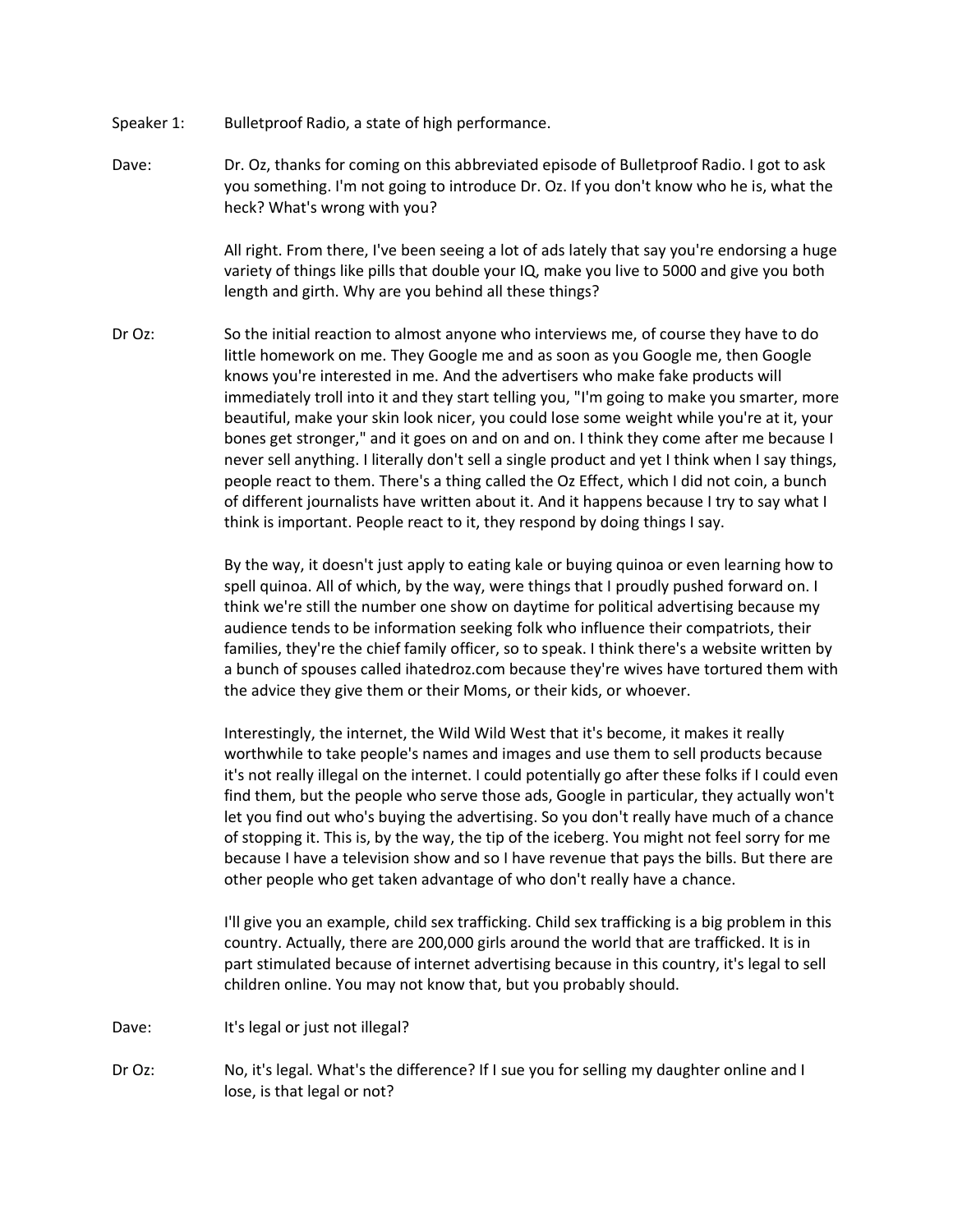Speaker 1: Bulletproof Radio, a state of high performance.

Dave: Dr. Oz, thanks for coming on this abbreviated episode of Bulletproof Radio. I got to ask you something. I'm not going to introduce Dr. Oz. If you don't know who he is, what the heck? What's wrong with you?

All right. From there, I've been seeing a lot of ads lately that say you're endorsing a huge variety of things like pills that double your IQ, make you live to 5000 and give you both length and girth. Why are you behind all these things?

Dr Oz: So the initial reaction to almost anyone who interviews me, of course they have to do little homework on me. They Google me and as soon as you Google me, then Google knows you're interested in me. And the advertisers who make fake products will immediately troll into it and they start telling you, "I'm going to make you smarter, more beautiful, make your skin look nicer, you could lose some weight while you're at it, your bones get stronger," and it goes on and on and on. I think they come after me because I never sell anything. I literally don't sell a single product and yet I think when I say things, people react to them. There's a thing called the Oz Effect, which I did not coin, a bunch of different journalists have written about it. And it happens because I try to say what I think is important. People react to it, they respond by doing things I say.

By the way, it doesn't just apply to eating kale or buying quinoa or even learning how to spell quinoa. All of which, by the way, were things that I proudly pushed forward on. I think we're still the number one show on daytime for political advertising because my audience tends to be information seeking folk who influence their compatriots, their families, they're the chief family officer, so to speak. I think there's a website written by a bunch of spouses called ihatedroz.com because they're wives have tortured them with the advice they give them or their Moms, or their kids, or whoever.

Interestingly, the internet, the Wild Wild West that it's become, it makes it really worthwhile to take people's names and images and use them to sell products because it's not really illegal on the internet. I could potentially go after these folks if I could even find them, but the people who serve those ads, Google in particular, they actually won't let you find out who's buying the advertising. So you don't really have much of a chance of stopping it. This is, by the way, the tip of the iceberg. You might not feel sorry for me because I have a television show and so I have revenue that pays the bills. But there are other people who get taken advantage of who don't really have a chance.

I'll give you an example, child sex trafficking. Child sex trafficking is a big problem in this country. Actually, there are 200,000 girls around the world that are trafficked. It is in part stimulated because of internet advertising because in this country, it's legal to sell children online. You may not know that, but you probably should.

Dave: It's legal or just not illegal?

Dr Oz: No, it's legal. What's the difference? If I sue you for selling my daughter online and I lose, is that legal or not?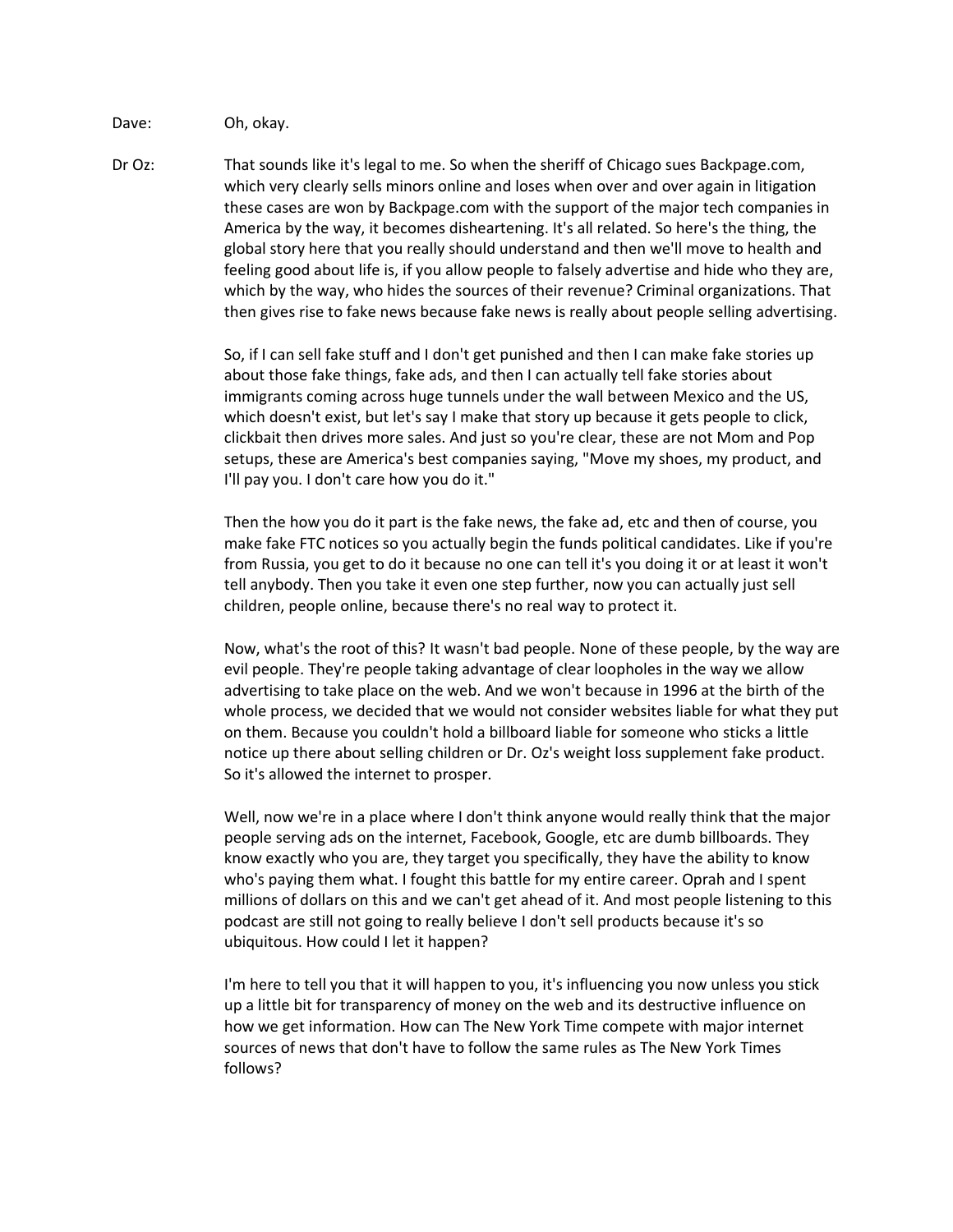Dave: Oh, okay.

Dr Oz: That sounds like it's legal to me. So when the sheriff of Chicago sues Backpage.com, which very clearly sells minors online and loses when over and over again in litigation these cases are won by Backpage.com with the support of the major tech companies in America by the way, it becomes disheartening. It's all related. So here's the thing, the global story here that you really should understand and then we'll move to health and feeling good about life is, if you allow people to falsely advertise and hide who they are, which by the way, who hides the sources of their revenue? Criminal organizations. That then gives rise to fake news because fake news is really about people selling advertising.

So, if I can sell fake stuff and I don't get punished and then I can make fake stories up about those fake things, fake ads, and then I can actually tell fake stories about immigrants coming across huge tunnels under the wall between Mexico and the US, which doesn't exist, but let's say I make that story up because it gets people to click, clickbait then drives more sales. And just so you're clear, these are not Mom and Pop setups, these are America's best companies saying, "Move my shoes, my product, and I'll pay you. I don't care how you do it."

Then the how you do it part is the fake news, the fake ad, etc and then of course, you make fake FTC notices so you actually begin the funds political candidates. Like if you're from Russia, you get to do it because no one can tell it's you doing it or at least it won't tell anybody. Then you take it even one step further, now you can actually just sell children, people online, because there's no real way to protect it.

Now, what's the root of this? It wasn't bad people. None of these people, by the way are evil people. They're people taking advantage of clear loopholes in the way we allow advertising to take place on the web. And we won't because in 1996 at the birth of the whole process, we decided that we would not consider websites liable for what they put on them. Because you couldn't hold a billboard liable for someone who sticks a little notice up there about selling children or Dr. Oz's weight loss supplement fake product. So it's allowed the internet to prosper.

Well, now we're in a place where I don't think anyone would really think that the major people serving ads on the internet, Facebook, Google, etc are dumb billboards. They know exactly who you are, they target you specifically, they have the ability to know who's paying them what. I fought this battle for my entire career. Oprah and I spent millions of dollars on this and we can't get ahead of it. And most people listening to this podcast are still not going to really believe I don't sell products because it's so ubiquitous. How could I let it happen?

I'm here to tell you that it will happen to you, it's influencing you now unless you stick up a little bit for transparency of money on the web and its destructive influence on how we get information. How can The New York Time compete with major internet sources of news that don't have to follow the same rules as The New York Times follows?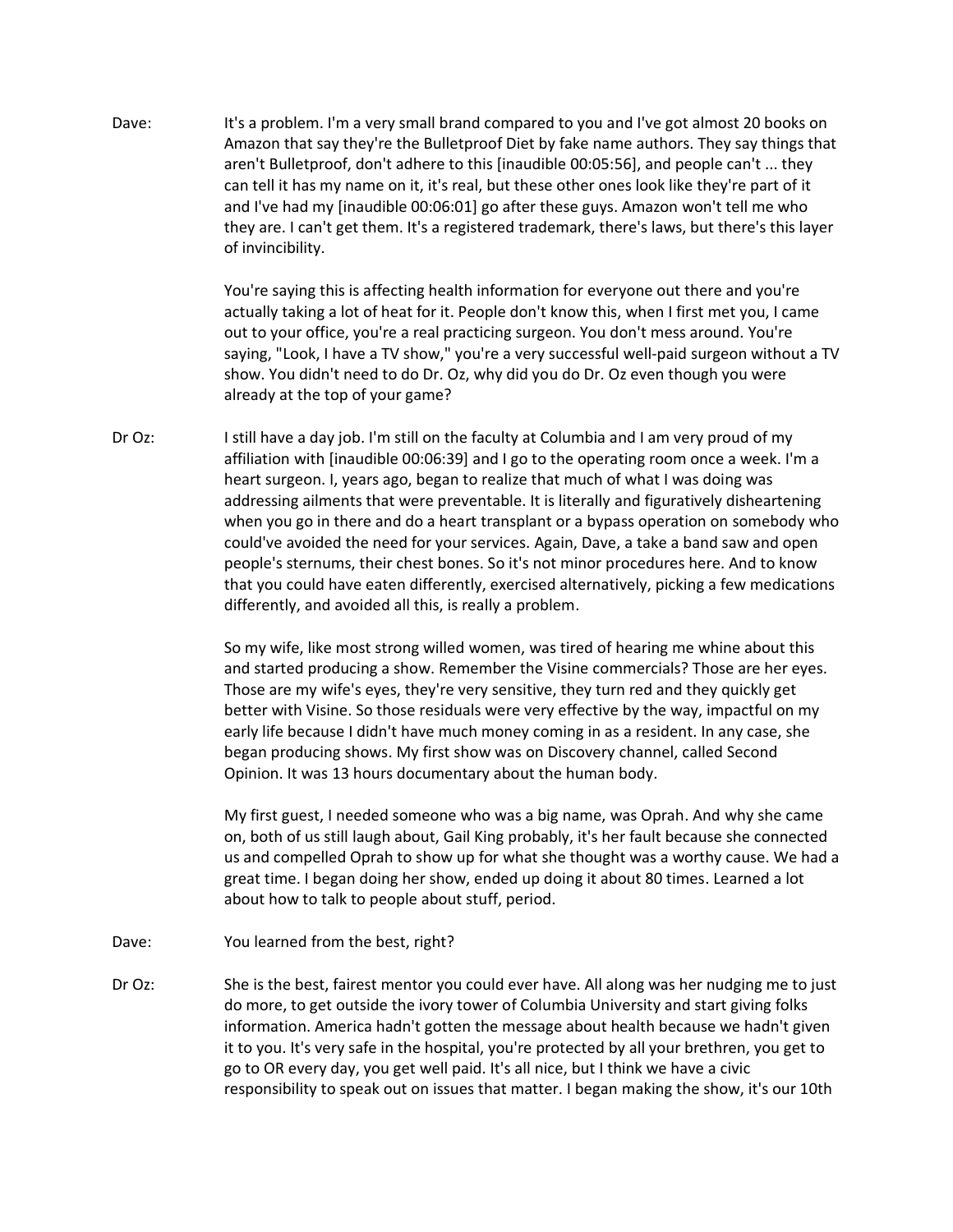Dave: It's a problem. I'm a very small brand compared to you and I've got almost 20 books on Amazon that say they're the Bulletproof Diet by fake name authors. They say things that aren't Bulletproof, don't adhere to this [inaudible 00:05:56], and people can't ... they can tell it has my name on it, it's real, but these other ones look like they're part of it and I've had my [inaudible 00:06:01] go after these guys. Amazon won't tell me who they are. I can't get them. It's a registered trademark, there's laws, but there's this layer of invincibility.

You're saying this is affecting health information for everyone out there and you're actually taking a lot of heat for it. People don't know this, when I first met you, I came out to your office, you're a real practicing surgeon. You don't mess around. You're saying, "Look, I have a TV show," you're a very successful well-paid surgeon without a TV show. You didn't need to do Dr. Oz, why did you do Dr. Oz even though you were already at the top of your game?

Dr Oz: I still have a day job. I'm still on the faculty at Columbia and I am very proud of my affiliation with [inaudible 00:06:39] and I go to the operating room once a week. I'm a heart surgeon. I, years ago, began to realize that much of what I was doing was addressing ailments that were preventable. It is literally and figuratively disheartening when you go in there and do a heart transplant or a bypass operation on somebody who could've avoided the need for your services. Again, Dave, a take a band saw and open people's sternums, their chest bones. So it's not minor procedures here. And to know that you could have eaten differently, exercised alternatively, picking a few medications differently, and avoided all this, is really a problem.

So my wife, like most strong willed women, was tired of hearing me whine about this and started producing a show. Remember the Visine commercials? Those are her eyes. Those are my wife's eyes, they're very sensitive, they turn red and they quickly get better with Visine. So those residuals were very effective by the way, impactful on my early life because I didn't have much money coming in as a resident. In any case, she began producing shows. My first show was on Discovery channel, called Second Opinion. It was 13 hours documentary about the human body.

My first guest, I needed someone who was a big name, was Oprah. And why she came on, both of us still laugh about, Gail King probably, it's her fault because she connected us and compelled Oprah to show up for what she thought was a worthy cause. We had a great time. I began doing her show, ended up doing it about 80 times. Learned a lot about how to talk to people about stuff, period.

Dave: You learned from the best, right?

Dr Oz: She is the best, fairest mentor you could ever have. All along was her nudging me to just do more, to get outside the ivory tower of Columbia University and start giving folks information. America hadn't gotten the message about health because we hadn't given it to you. It's very safe in the hospital, you're protected by all your brethren, you get to go to OR every day, you get well paid. It's all nice, but I think we have a civic responsibility to speak out on issues that matter. I began making the show, it's our 10th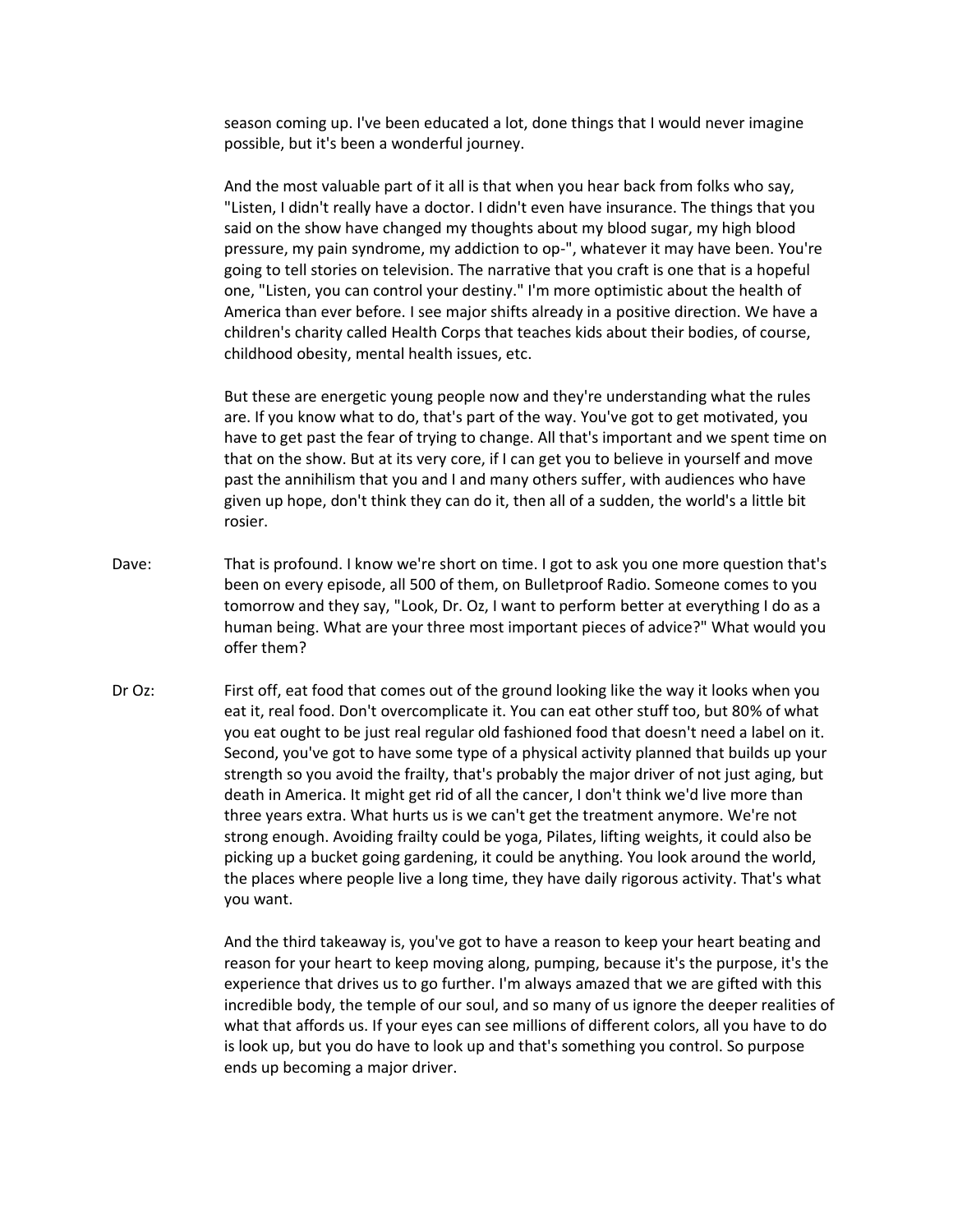season coming up. I've been educated a lot, done things that I would never imagine possible, but it's been a wonderful journey.

And the most valuable part of it all is that when you hear back from folks who say, "Listen, I didn't really have a doctor. I didn't even have insurance. The things that you said on the show have changed my thoughts about my blood sugar, my high blood pressure, my pain syndrome, my addiction to op-", whatever it may have been. You're going to tell stories on television. The narrative that you craft is one that is a hopeful one, "Listen, you can control your destiny." I'm more optimistic about the health of America than ever before. I see major shifts already in a positive direction. We have a children's charity called Health Corps that teaches kids about their bodies, of course, childhood obesity, mental health issues, etc.

But these are energetic young people now and they're understanding what the rules are. If you know what to do, that's part of the way. You've got to get motivated, you have to get past the fear of trying to change. All that's important and we spent time on that on the show. But at its very core, if I can get you to believe in yourself and move past the annihilism that you and I and many others suffer, with audiences who have given up hope, don't think they can do it, then all of a sudden, the world's a little bit rosier.

Dave: That is profound. I know we're short on time. I got to ask you one more question that's been on every episode, all 500 of them, on Bulletproof Radio. Someone comes to you tomorrow and they say, "Look, Dr. Oz, I want to perform better at everything I do as a human being. What are your three most important pieces of advice?" What would you offer them?

Dr Oz: First off, eat food that comes out of the ground looking like the way it looks when you eat it, real food. Don't overcomplicate it. You can eat other stuff too, but 80% of what you eat ought to be just real regular old fashioned food that doesn't need a label on it. Second, you've got to have some type of a physical activity planned that builds up your strength so you avoid the frailty, that's probably the major driver of not just aging, but death in America. It might get rid of all the cancer, I don't think we'd live more than three years extra. What hurts us is we can't get the treatment anymore. We're not strong enough. Avoiding frailty could be yoga, Pilates, lifting weights, it could also be picking up a bucket going gardening, it could be anything. You look around the world, the places where people live a long time, they have daily rigorous activity. That's what you want.

And the third takeaway is, you've got to have a reason to keep your heart beating and reason for your heart to keep moving along, pumping, because it's the purpose, it's the experience that drives us to go further. I'm always amazed that we are gifted with this incredible body, the temple of our soul, and so many of us ignore the deeper realities of what that affords us. If your eyes can see millions of different colors, all you have to do is look up, but you do have to look up and that's something you control. So purpose ends up becoming a major driver.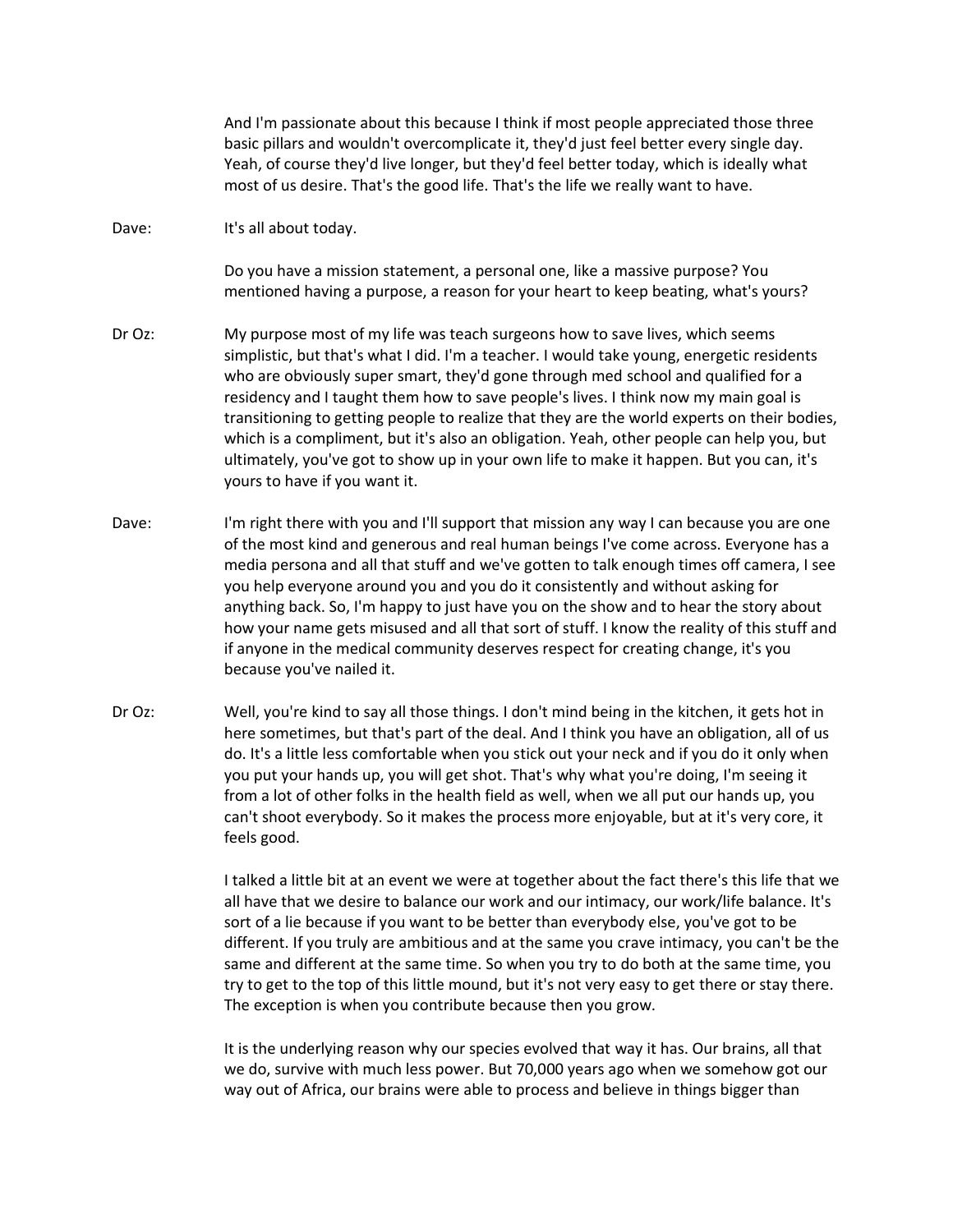And I'm passionate about this because I think if most people appreciated those three basic pillars and wouldn't overcomplicate it, they'd just feel better every single day. Yeah, of course they'd live longer, but they'd feel better today, which is ideally what most of us desire. That's the good life. That's the life we really want to have.

Dave: It's all about today.

Do you have a mission statement, a personal one, like a massive purpose? You mentioned having a purpose, a reason for your heart to keep beating, what's yours?

Dr Oz: My purpose most of my life was teach surgeons how to save lives, which seems simplistic, but that's what I did. I'm a teacher. I would take young, energetic residents who are obviously super smart, they'd gone through med school and qualified for a residency and I taught them how to save people's lives. I think now my main goal is transitioning to getting people to realize that they are the world experts on their bodies, which is a compliment, but it's also an obligation. Yeah, other people can help you, but ultimately, you've got to show up in your own life to make it happen. But you can, it's yours to have if you want it.

Dave: I'm right there with you and I'll support that mission any way I can because you are one of the most kind and generous and real human beings I've come across. Everyone has a media persona and all that stuff and we've gotten to talk enough times off camera, I see you help everyone around you and you do it consistently and without asking for anything back. So, I'm happy to just have you on the show and to hear the story about how your name gets misused and all that sort of stuff. I know the reality of this stuff and if anyone in the medical community deserves respect for creating change, it's you because you've nailed it.

Dr Oz: Well, you're kind to say all those things. I don't mind being in the kitchen, it gets hot in here sometimes, but that's part of the deal. And I think you have an obligation, all of us do. It's a little less comfortable when you stick out your neck and if you do it only when you put your hands up, you will get shot. That's why what you're doing, I'm seeing it from a lot of other folks in the health field as well, when we all put our hands up, you can't shoot everybody. So it makes the process more enjoyable, but at it's very core, it feels good.

I talked a little bit at an event we were at together about the fact there's this life that we all have that we desire to balance our work and our intimacy, our work/life balance. It's sort of a lie because if you want to be better than everybody else, you've got to be different. If you truly are ambitious and at the same you crave intimacy, you can't be the same and different at the same time. So when you try to do both at the same time, you try to get to the top of this little mound, but it's not very easy to get there or stay there. The exception is when you contribute because then you grow.

It is the underlying reason why our species evolved that way it has. Our brains, all that we do, survive with much less power. But 70,000 years ago when we somehow got our way out of Africa, our brains were able to process and believe in things bigger than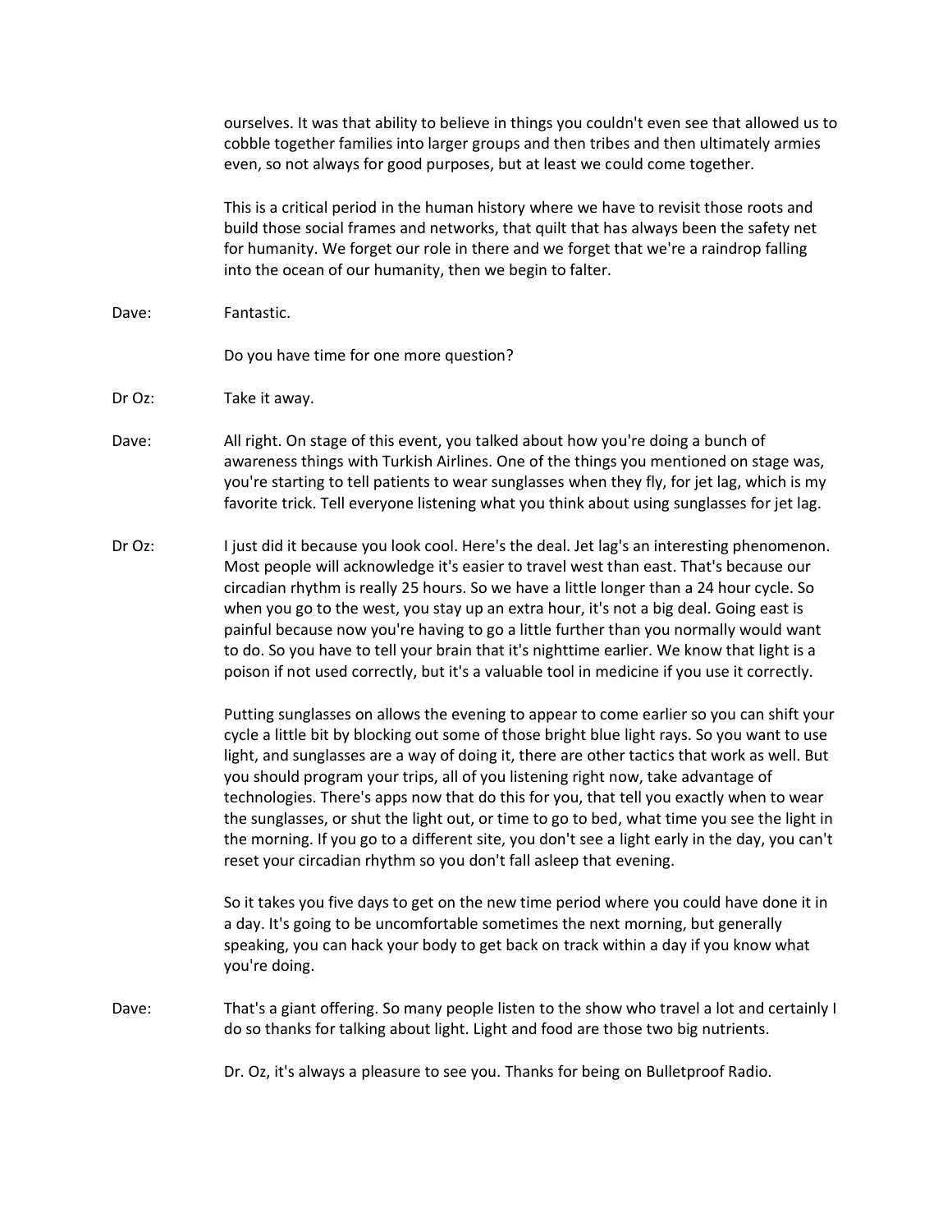ourselves. It was that ability to believe in things you couldn't even see that allowed us to cobble together families into larger groups and then tribes and then ultimately armies even, so not always for good purposes, but at least we could come together.

This is a critical period in the human history where we have to revisit those roots and build those social frames and networks, that quilt that has always been the safety net for humanity. We forget our role in there and we forget that we're a raindrop falling into the ocean of our humanity, then we begin to falter.

Dave: Fantastic.

Do you have time for one more question?

Dr Oz: Take it away.

Dave: All right. On stage of this event, you talked about how you're doing a bunch of awareness things with Turkish Airlines. One of the things you mentioned on stage was, you're starting to tell patients to wear sunglasses when they fly, for jet lag, which is my favorite trick. Tell everyone listening what you think about using sunglasses for jet lag.

Dr Oz: I just did it because you look cool. Here's the deal. Jet lag's an interesting phenomenon. Most people will acknowledge it's easier to travel west than east. That's because our circadian rhythm is really 25 hours. So we have a little longer than a 24 hour cycle. So when you go to the west, you stay up an extra hour, it's not a big deal. Going east is painful because now you're having to go a little further than you normally would want to do. So you have to tell your brain that it's nighttime earlier. We know that light is a poison if not used correctly, but it's a valuable tool in medicine if you use it correctly.

Putting sunglasses on allows the evening to appear to come earlier so you can shift your cycle a little bit by blocking out some of those bright blue light rays. So you want to use light, and sunglasses are a way of doing it, there are other tactics that work as well. But you should program your trips, all of you listening right now, take advantage of technologies. There's apps now that do this for you, that tell you exactly when to wear the sunglasses, or shut the light out, or time to go to bed, what time you see the light in the morning. If you go to a different site, you don't see a light early in the day, you can't reset your circadian rhythm so you don't fall asleep that evening.

So it takes you five days to get on the new time period where you could have done it in a day. It's going to be uncomfortable sometimes the next morning, but generally speaking, you can hack your body to get back on track within a day if you know what you're doing.

Dave: That's a giant offering. So many people listen to the show who travel a lot and certainly I do so thanks for talking about light. Light and food are those two big nutrients.

Dr. Oz, it's always a pleasure to see you. Thanks for being on Bulletproof Radio.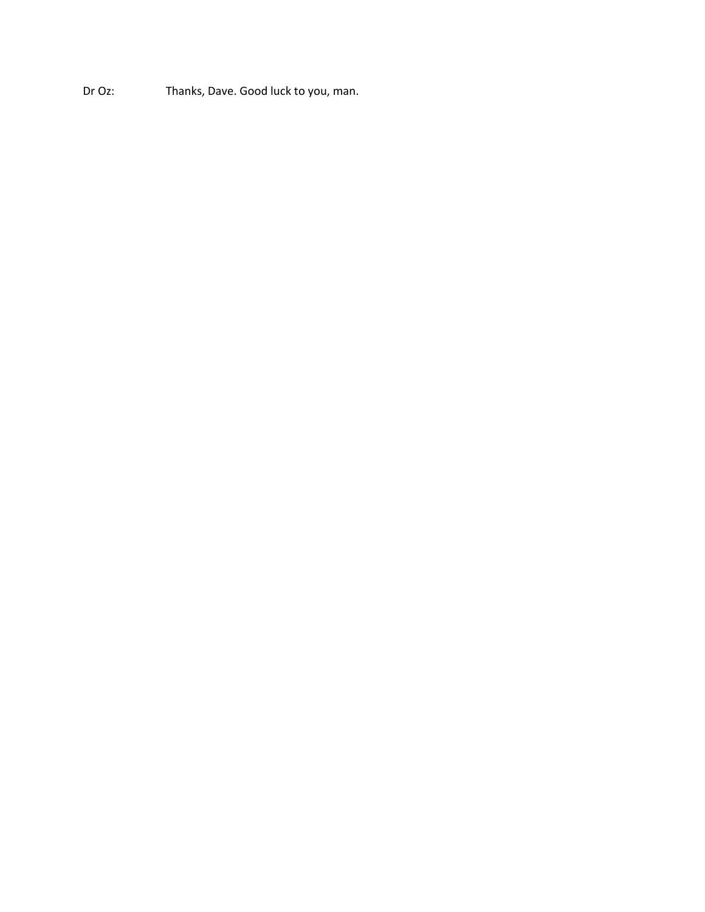Dr Oz: Thanks, Dave. Good luck to you, man.